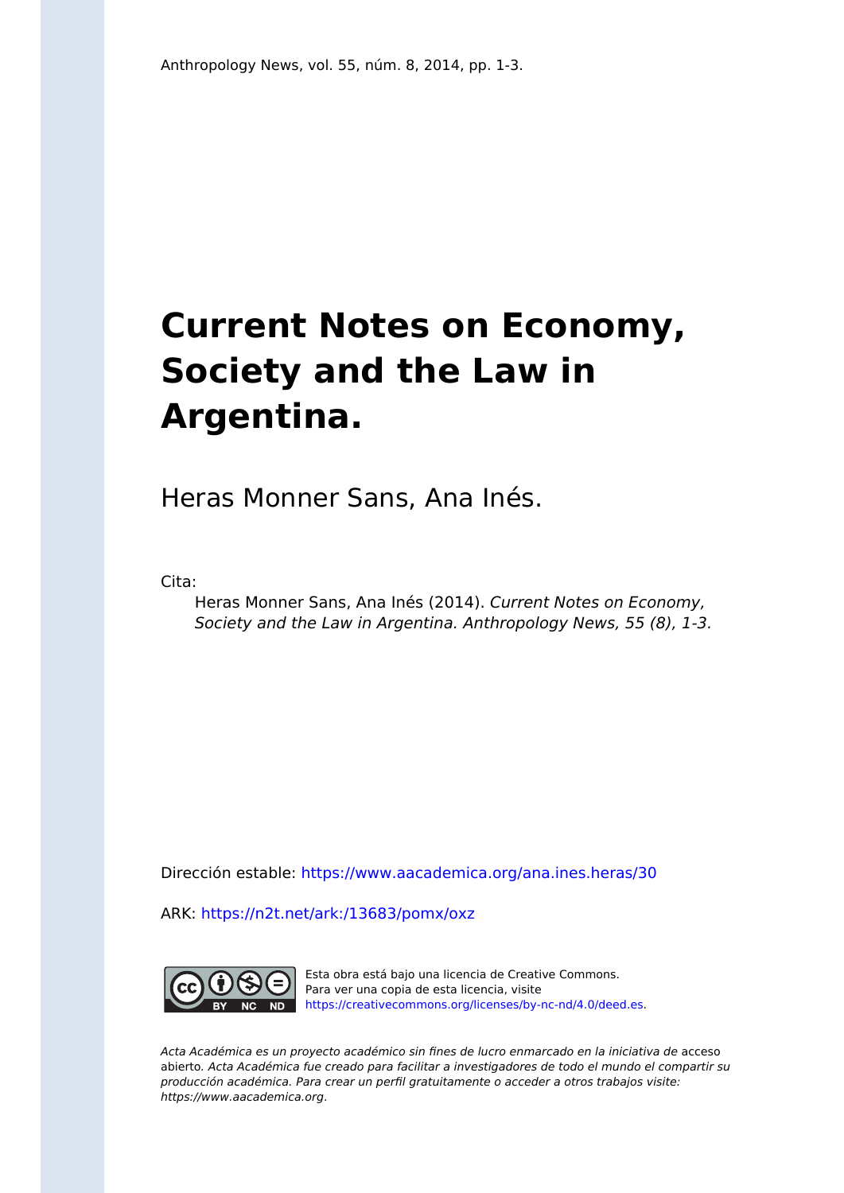Anthropology News, vol. 55, núm. 8, 2014, pp. 1-3.

# Current Notes on Economy, Society and the Law in Argentina.

Heras Monner Sans, Ana Inés.

Cita:

Heras Monner Sans, Ana Inés (2014). *Current Notes on Economy, Society and the Law in Argentina. Anthropology News, 55 (8), 1-3.*

Dirección estable: https://www.aacademica.org/ana.ines.heras/30

ARK: https://n2t.net/ark:/13683/pomx/oxz

Esta obra está bajo una licencia de Creative Commons. Para ver una copia de esta licencia, visite https://creativecommons.org/licenses/by-nc-nd/4.0/deed.es.

*Acta Académica es un proyecto académico sin fines de lucro enmarcado en la iniciativa de* acceso abierto. *Acta Académica fue creado para facilitar a investigadores de todo el mundo el compartir su producción académica. Para crear un perfil gratuitamente o acceder a otros trabajos visite: https://www.aacademica.org.*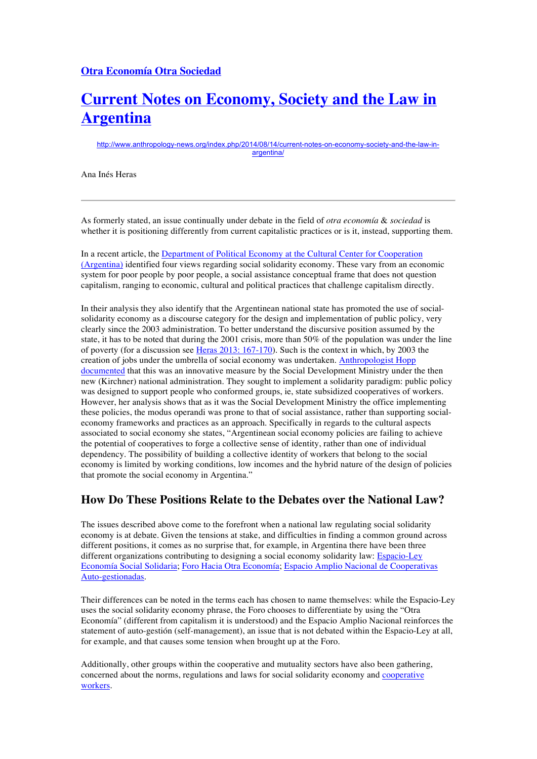[Otra Economía Otra Sociedad](#)

# [Current Notes on Economy, Society and the Law in Argentina](http://www.anthropology-news.org/index.php/2014/08/14/current-notes-on-economy-society-and-the-law-in-argentina/)

http://www.anthropology-news.org/index.php/2014/08/14/current-notes-on-economy-society-and-the-law-in-argentina/

Ana Inés Heras

---

As formerly stated, an issue continually under debate in the field of *otra economía* & *sociedad* is whether it is positioning differently from current capitalistic practices or is it, instead, supporting them.

In a recent article, the [Department of Political Economy at the Cultural Center for Cooperation (Argentina)](#) identified four views regarding social solidarity economy. These vary from an economic system for poor people by poor people, a social assistance conceptual frame that does not question capitalism, ranging to economic, cultural and political practices that challenge capitalism directly.

In their analysis they also identify that the Argentinean national state has promoted the use of social-solidarity economy as a discourse category for the design and implementation of public policy, very clearly since the 2003 administration. To better understand the discursive position assumed by the state, it has to be noted that during the 2001 crisis, more than 50% of the population was under the line of poverty (for a discussion see [Heras 2013: 167-170](#)). Such is the context in which, by 2003 the creation of jobs under the umbrella of social economy was undertaken. [Anthropologist Hopp documented](#) that this was an innovative measure by the Social Development Ministry under the then new (Kirchner) national administration. They sought to implement a solidarity paradigm: public policy was designed to support people who conformed groups, ie, state subsidized cooperatives of workers. However, her analysis shows that as it was the Social Development Ministry the office implementing these policies, the modus operandi was prone to that of social assistance, rather than supporting social-economy frameworks and practices as an approach. Specifically in regards to the cultural aspects associated to social economy she states, "Argentinean social economy policies are failing to achieve the potential of cooperatives to forge a collective sense of identity, rather than one of individual dependency. The possibility of building a collective identity of workers that belong to the social economy is limited by working conditions, low incomes and the hybrid nature of the design of policies that promote the social economy in Argentina."

## How Do These Positions Relate to the Debates over the National Law?

The issues described above come to the forefront when a national law regulating social solidarity economy is at debate. Given the tensions at stake, and difficulties in finding a common ground across different positions, it comes as no surprise that, for example, in Argentina there have been three different organizations contributing to designing a social economy solidarity law: [Espacio-Ley Economía Social Solidaria](#); [Foro Hacia Otra Economía](#); [Espacio Amplio Nacional de Cooperativas Auto-gestionadas](#).

Their differences can be noted in the terms each has chosen to name themselves: while the Espacio-Ley uses the social solidarity economy phrase, the Foro chooses to differentiate by using the "Otra Economía" (different from capitalism it is understood) and the Espacio Amplio Nacional reinforces the statement of auto-gestión (self-management), an issue that is not debated within the Espacio-Ley at all, for example, and that causes some tension when brought up at the Foro.

Additionally, other groups within the cooperative and mutuality sectors have also been gathering, concerned about the norms, regulations and laws for social solidarity economy and [cooperative workers](#).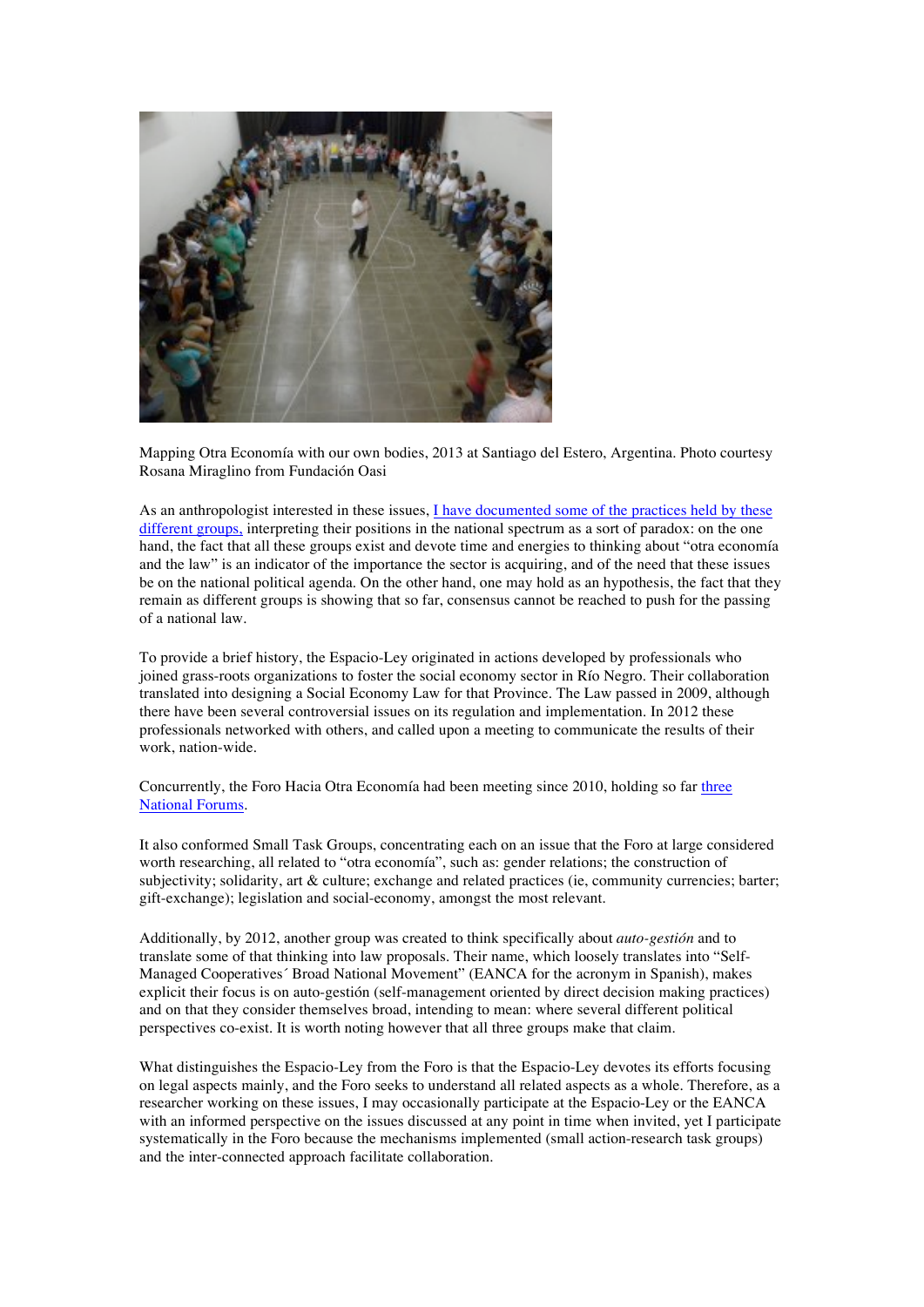Mapping Otra Economía with our own bodies, 2013 at Santiago del Estero, Argentina. Photo courtesy Rosana Miraglino from Fundación Oasi

As an anthropologist interested in these issues, I have documented some of the practices held by these different groups, interpreting their positions in the national spectrum as a sort of paradox: on the one hand, the fact that all these groups exist and devote time and energies to thinking about "otra economía and the law" is an indicator of the importance the sector is acquiring, and of the need that these issues be on the national political agenda. On the other hand, one may hold as an hypothesis, the fact that they remain as different groups is showing that so far, consensus cannot be reached to push for the passing of a national law.

To provide a brief history, the Espacio-Ley originated in actions developed by professionals who joined grass-roots organizations to foster the social economy sector in Río Negro. Their collaboration translated into designing a Social Economy Law for that Province. The Law passed in 2009, although there have been several controversial issues on its regulation and implementation. In 2012 these professionals networked with others, and called upon a meeting to communicate the results of their work, nation-wide.

Concurrently, the Foro Hacia Otra Economía had been meeting since 2010, holding so far three National Forums.

It also conformed Small Task Groups, concentrating each on an issue that the Foro at large considered worth researching, all related to "otra economía", such as: gender relations; the construction of subjectivity; solidarity, art & culture; exchange and related practices (ie, community currencies; barter; gift-exchange); legislation and social-economy, amongst the most relevant.

Additionally, by 2012, another group was created to think specifically about *auto-gestión* and to translate some of that thinking into law proposals. Their name, which loosely translates into "Self-Managed Cooperatives´ Broad National Movement" (EANCA for the acronym in Spanish), makes explicit their focus is on auto-gestión (self-management oriented by direct decision making practices) and on that they consider themselves broad, intending to mean: where several different political perspectives co-exist. It is worth noting however that all three groups make that claim.

What distinguishes the Espacio-Ley from the Foro is that the Espacio-Ley devotes its efforts focusing on legal aspects mainly, and the Foro seeks to understand all related aspects as a whole. Therefore, as a researcher working on these issues, I may occasionally participate at the Espacio-Ley or the EANCA with an informed perspective on the issues discussed at any point in time when invited, yet I participate systematically in the Foro because the mechanisms implemented (small action-research task groups) and the inter-connected approach facilitate collaboration.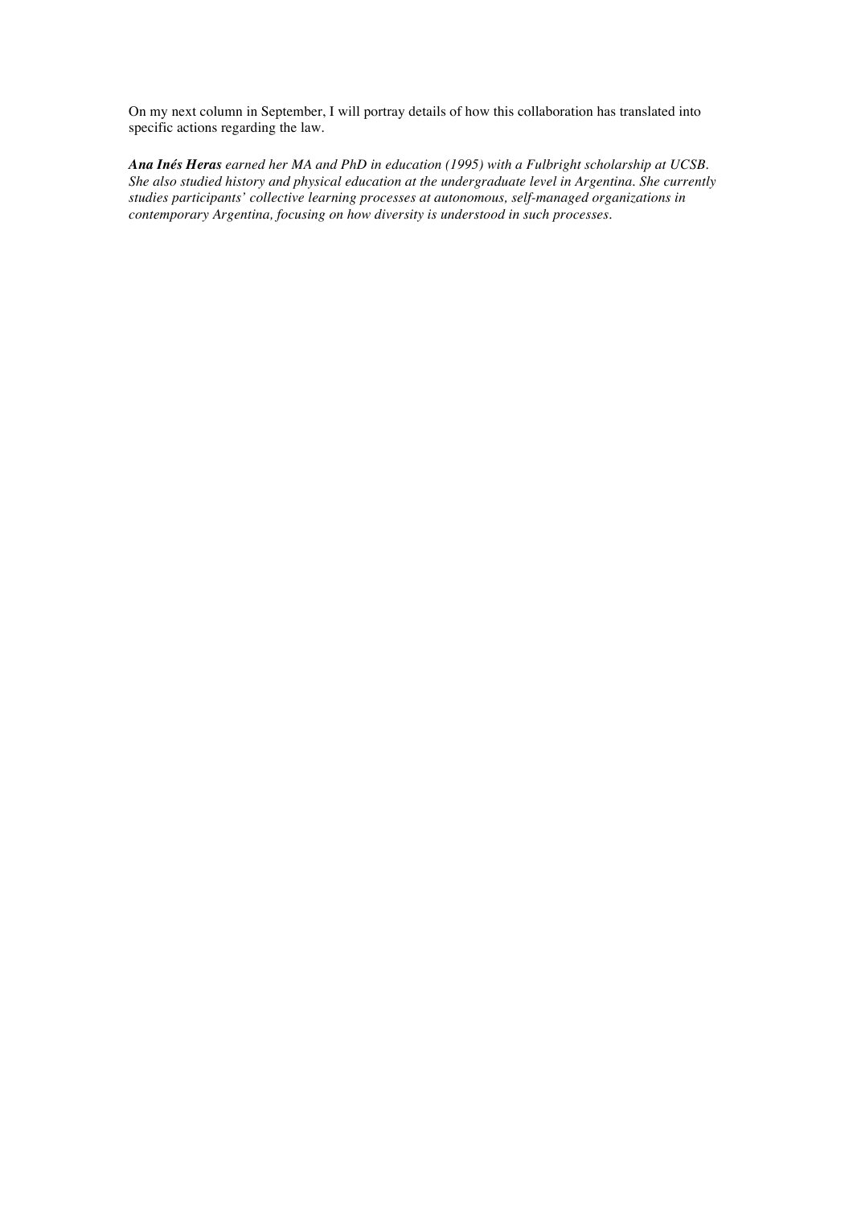On my next column in September, I will portray details of how this collaboration has translated into specific actions regarding the law.

***Ana Inés Heras*** *earned her MA and PhD in education (1995) with a Fulbright scholarship at UCSB. She also studied history and physical education at the undergraduate level in Argentina. She currently studies participants' collective learning processes at autonomous, self-managed organizations in contemporary Argentina, focusing on how diversity is understood in such processes.*